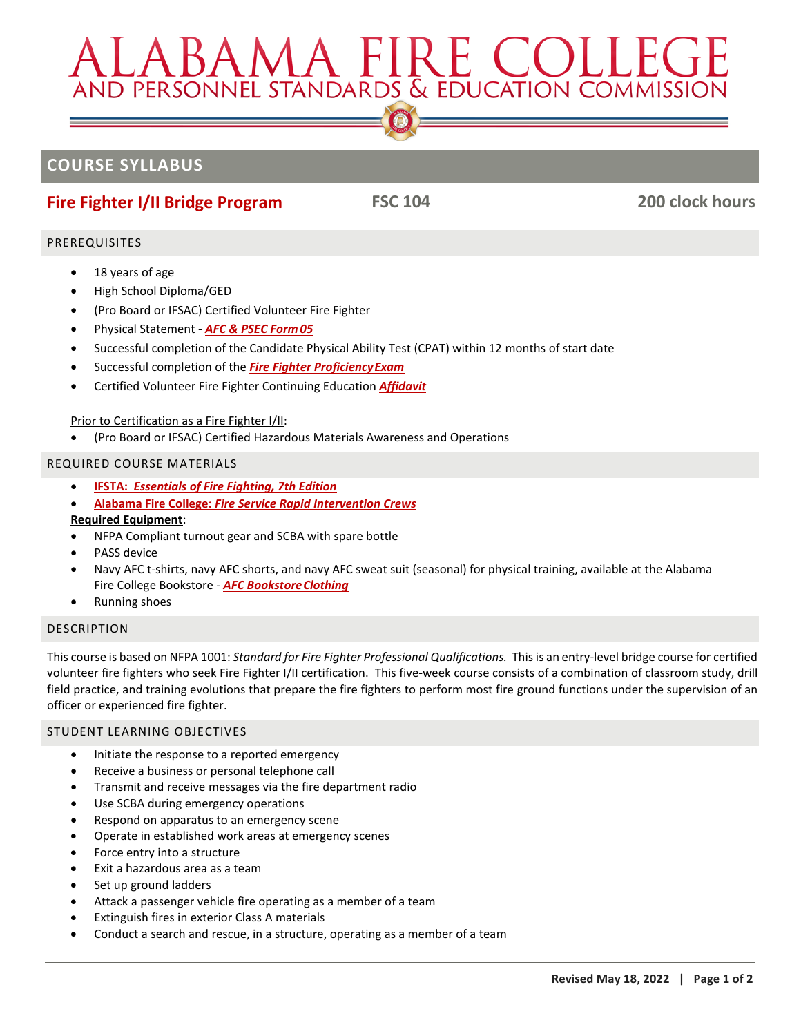# ALABAMA FIRE COLLEGE
## AND PERSONNEL STANDARDS & EDUCATION COMMISSION

## COURSE SYLLABUS

### Fire Fighter I/II Bridge Program — FSC 104 — 200 clock hours

### PREREQUISITES

- 18 years of age
- High School Diploma/GED
- (Pro Board or IFSAC) Certified Volunteer Fire Fighter
- Physical Statement - ***AFC & PSEC Form 05***
- Successful completion of the Candidate Physical Ability Test (CPAT) within 12 months of start date
- Successful completion of the ***Fire Fighter Proficiency Exam***
- Certified Volunteer Fire Fighter Continuing Education ***Affidavit***

Prior to Certification as a Fire Fighter I/II:

- (Pro Board or IFSAC) Certified Hazardous Materials Awareness and Operations

### REQUIRED COURSE MATERIALS

- **IFSTA: *Essentials of Fire Fighting, 7th Edition***
- **Alabama Fire College: *Fire Service Rapid Intervention Crews***

**Required Equipment**:

- NFPA Compliant turnout gear and SCBA with spare bottle
- PASS device
- Navy AFC t-shirts, navy AFC shorts, and navy AFC sweat suit (seasonal) for physical training, available at the Alabama Fire College Bookstore - ***AFC Bookstore Clothing***
- Running shoes

### DESCRIPTION

This course is based on NFPA 1001: *Standard for Fire Fighter Professional Qualifications.* This is an entry-level bridge course for certified volunteer fire fighters who seek Fire Fighter I/II certification. This five-week course consists of a combination of classroom study, drill field practice, and training evolutions that prepare the fire fighters to perform most fire ground functions under the supervision of an officer or experienced fire fighter.

### STUDENT LEARNING OBJECTIVES

- Initiate the response to a reported emergency
- Receive a business or personal telephone call
- Transmit and receive messages via the fire department radio
- Use SCBA during emergency operations
- Respond on apparatus to an emergency scene
- Operate in established work areas at emergency scenes
- Force entry into a structure
- Exit a hazardous area as a team
- Set up ground ladders
- Attack a passenger vehicle fire operating as a member of a team
- Extinguish fires in exterior Class A materials
- Conduct a search and rescue, in a structure, operating as a member of a team

Revised May 18, 2022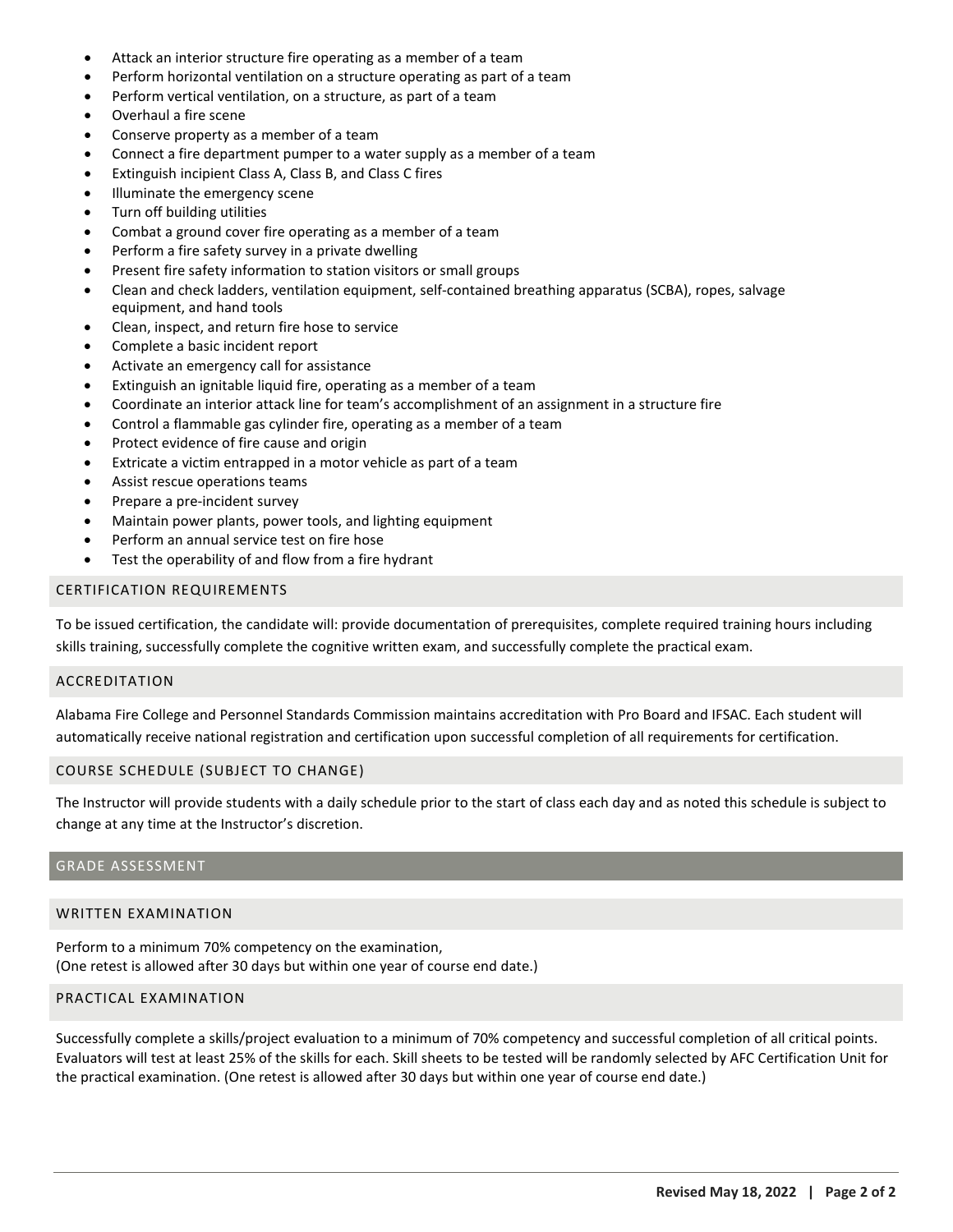- Attack an interior structure fire operating as a member of a team
- Perform horizontal ventilation on a structure operating as part of a team
- Perform vertical ventilation, on a structure, as part of a team
- Overhaul a fire scene
- Conserve property as a member of a team
- Connect a fire department pumper to a water supply as a member of a team
- Extinguish incipient Class A, Class B, and Class C fires
- Illuminate the emergency scene
- Turn off building utilities
- Combat a ground cover fire operating as a member of a team
- Perform a fire safety survey in a private dwelling
- Present fire safety information to station visitors or small groups
- Clean and check ladders, ventilation equipment, self-contained breathing apparatus (SCBA), ropes, salvage equipment, and hand tools
- Clean, inspect, and return fire hose to service
- Complete a basic incident report
- Activate an emergency call for assistance
- Extinguish an ignitable liquid fire, operating as a member of a team
- Coordinate an interior attack line for team's accomplishment of an assignment in a structure fire
- Control a flammable gas cylinder fire, operating as a member of a team
- Protect evidence of fire cause and origin
- Extricate a victim entrapped in a motor vehicle as part of a team
- Assist rescue operations teams
- Prepare a pre-incident survey
- Maintain power plants, power tools, and lighting equipment
- Perform an annual service test on fire hose
- Test the operability of and flow from a fire hydrant

### CERTIFICATION REQUIREMENTS

To be issued certification, the candidate will: provide documentation of prerequisites, complete required training hours including skills training, successfully complete the cognitive written exam, and successfully complete the practical exam.

### ACCREDITATION

Alabama Fire College and Personnel Standards Commission maintains accreditation with Pro Board and IFSAC. Each student will automatically receive national registration and certification upon successful completion of all requirements for certification.

### COURSE SCHEDULE (SUBJECT TO CHANGE)

The Instructor will provide students with a daily schedule prior to the start of class each day and as noted this schedule is subject to change at any time at the Instructor's discretion.

## GRADE ASSESSMENT

### WRITTEN EXAMINATION

Perform to a minimum 70% competency on the examination,
(One retest is allowed after 30 days but within one year of course end date.)

### PRACTICAL EXAMINATION

Successfully complete a skills/project evaluation to a minimum of 70% competency and successful completion of all critical points. Evaluators will test at least 25% of the skills for each. Skill sheets to be tested will be randomly selected by AFC Certification Unit for the practical examination. (One retest is allowed after 30 days but within one year of course end date.)

**Revised May 18, 2022**